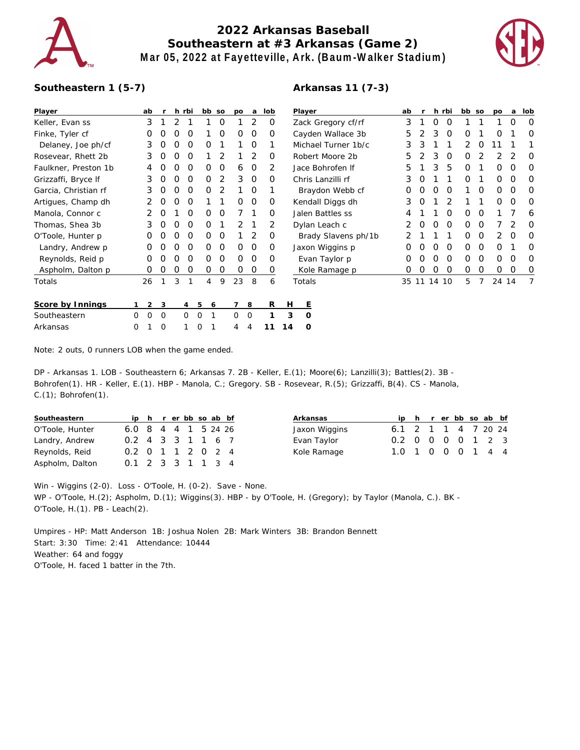# 2022 Arkansas Baseball
## Southeastern at #3 Arkansas (Game 2)
### Mar 05, 2022 at Fayetteville, Ark. (Baum-Walker Stadium)

**Southeastern 1 (5-7)**

| Player | ab | r | h | rbi | bb | so | po | a | lob |
|---|---|---|---|---|---|---|---|---|---|
| Keller, Evan ss | 3 | 1 | 2 | 1 | 1 | 0 | 1 | 2 | 0 |
| Finke, Tyler cf | 0 | 0 | 0 | 0 | 1 | 0 | 0 | 0 | 0 |
| Delaney, Joe ph/cf | 3 | 0 | 0 | 0 | 0 | 1 | 1 | 0 | 1 |
| Rosevear, Rhett 2b | 3 | 0 | 0 | 0 | 1 | 2 | 1 | 2 | 0 |
| Faulkner, Preston 1b | 4 | 0 | 0 | 0 | 0 | 0 | 6 | 0 | 2 |
| Grizzaffi, Bryce lf | 3 | 0 | 0 | 0 | 0 | 2 | 3 | 0 | 0 |
| Garcia, Christian rf | 3 | 0 | 0 | 0 | 0 | 2 | 1 | 0 | 1 |
| Artigues, Champ dh | 2 | 0 | 0 | 0 | 1 | 1 | 0 | 0 | 0 |
| Manola, Connor c | 2 | 0 | 1 | 0 | 0 | 0 | 7 | 1 | 0 |
| Thomas, Shea 3b | 3 | 0 | 0 | 0 | 0 | 1 | 2 | 1 | 2 |
| O'Toole, Hunter p | 0 | 0 | 0 | 0 | 0 | 0 | 1 | 2 | 0 |
| Landry, Andrew p | 0 | 0 | 0 | 0 | 0 | 0 | 0 | 0 | 0 |
| Reynolds, Reid p | 0 | 0 | 0 | 0 | 0 | 0 | 0 | 0 | 0 |
| Aspholm, Dalton p | 0 | 0 | 0 | 0 | 0 | 0 | 0 | 0 | 0 |
| Totals | 26 | 1 | 3 | 1 | 4 | 9 | 23 | 8 | 6 |

**Arkansas 11 (7-3)**

| Player | ab | r | h | rbi | bb | so | po | a | lob |
|---|---|---|---|---|---|---|---|---|---|
| Zack Gregory cf/rf | 3 | 1 | 0 | 0 | 1 | 1 | 1 | 0 | 0 |
| Cayden Wallace 3b | 5 | 2 | 3 | 0 | 0 | 1 | 0 | 1 | 0 |
| Michael Turner 1b/c | 3 | 3 | 1 | 1 | 2 | 0 | 11 | 1 | 1 |
| Robert Moore 2b | 5 | 2 | 3 | 0 | 0 | 2 | 2 | 2 | 0 |
| Jace Bohrofen lf | 5 | 1 | 3 | 5 | 0 | 1 | 0 | 0 | 0 |
| Chris Lanzilli rf | 3 | 0 | 1 | 1 | 0 | 1 | 0 | 0 | 0 |
| Braydon Webb cf | 0 | 0 | 0 | 0 | 1 | 0 | 0 | 0 | 0 |
| Kendall Diggs dh | 3 | 0 | 1 | 2 | 1 | 1 | 0 | 0 | 0 |
| Jalen Battles ss | 4 | 1 | 1 | 0 | 0 | 0 | 1 | 7 | 6 |
| Dylan Leach c | 2 | 0 | 0 | 0 | 0 | 0 | 7 | 2 | 0 |
| Brady Slavens ph/1b | 2 | 1 | 1 | 1 | 0 | 0 | 2 | 0 | 0 |
| Jaxon Wiggins p | 0 | 0 | 0 | 0 | 0 | 0 | 0 | 1 | 0 |
| Evan Taylor p | 0 | 0 | 0 | 0 | 0 | 0 | 0 | 0 | 0 |
| Kole Ramage p | 0 | 0 | 0 | 0 | 0 | 0 | 0 | 0 | 0 |
| Totals | 35 | 11 | 14 | 10 | 5 | 7 | 24 | 14 | 7 |

| Score by Innings | 1 | 2 | 3 | 4 | 5 | 6 | 7 | 8 | R | H | E |
|---|---|---|---|---|---|---|---|---|---|---|---|
| Southeastern | 0 | 0 | 0 | 0 | 0 | 1 | 0 | 0 | 1 | 3 | 0 |
| Arkansas | 0 | 1 | 0 | 1 | 0 | 1 | 4 | 4 | 11 | 14 | 0 |

Note: 2 outs, 0 runners LOB when the game ended.

DP - Arkansas 1. LOB - Southeastern 6; Arkansas 7. 2B - Keller, E.(1); Moore(6); Lanzilli(3); Battles(2). 3B - Bohrofen(1). HR - Keller, E.(1). HBP - Manola, C.; Gregory. SB - Rosevear, R.(5); Grizzaffi, B(4). CS - Manola, C.(1); Bohrofen(1).

| Southeastern | ip | h | r | er | bb | so | ab | bf |
|---|---|---|---|---|---|---|---|---|
| O'Toole, Hunter | 6.0 | 8 | 4 | 4 | 1 | 5 | 24 | 26 |
| Landry, Andrew | 0.2 | 4 | 3 | 3 | 1 | 1 | 6 | 7 |
| Reynolds, Reid | 0.2 | 0 | 1 | 1 | 2 | 0 | 2 | 4 |
| Aspholm, Dalton | 0.1 | 2 | 3 | 3 | 1 | 1 | 3 | 4 |

| Arkansas | ip | h | r | er | bb | so | ab | bf |
|---|---|---|---|---|---|---|---|---|
| Jaxon Wiggins | 6.1 | 2 | 1 | 1 | 4 | 7 | 20 | 24 |
| Evan Taylor | 0.2 | 0 | 0 | 0 | 0 | 1 | 2 | 3 |
| Kole Ramage | 1.0 | 1 | 0 | 0 | 0 | 1 | 4 | 4 |

Win - Wiggins (2-0). Loss - O'Toole, H. (0-2). Save - None.
WP - O'Toole, H.(2); Aspholm, D.(1); Wiggins(3). HBP - by O'Toole, H. (Gregory); by Taylor (Manola, C.). BK - O'Toole, H.(1). PB - Leach(2).

Umpires - HP: Matt Anderson 1B: Joshua Nolen 2B: Mark Winters 3B: Brandon Bennett
Start: 3:30 Time: 2:41 Attendance: 10444
Weather: 64 and foggy
O'Toole, H. faced 1 batter in the 7th.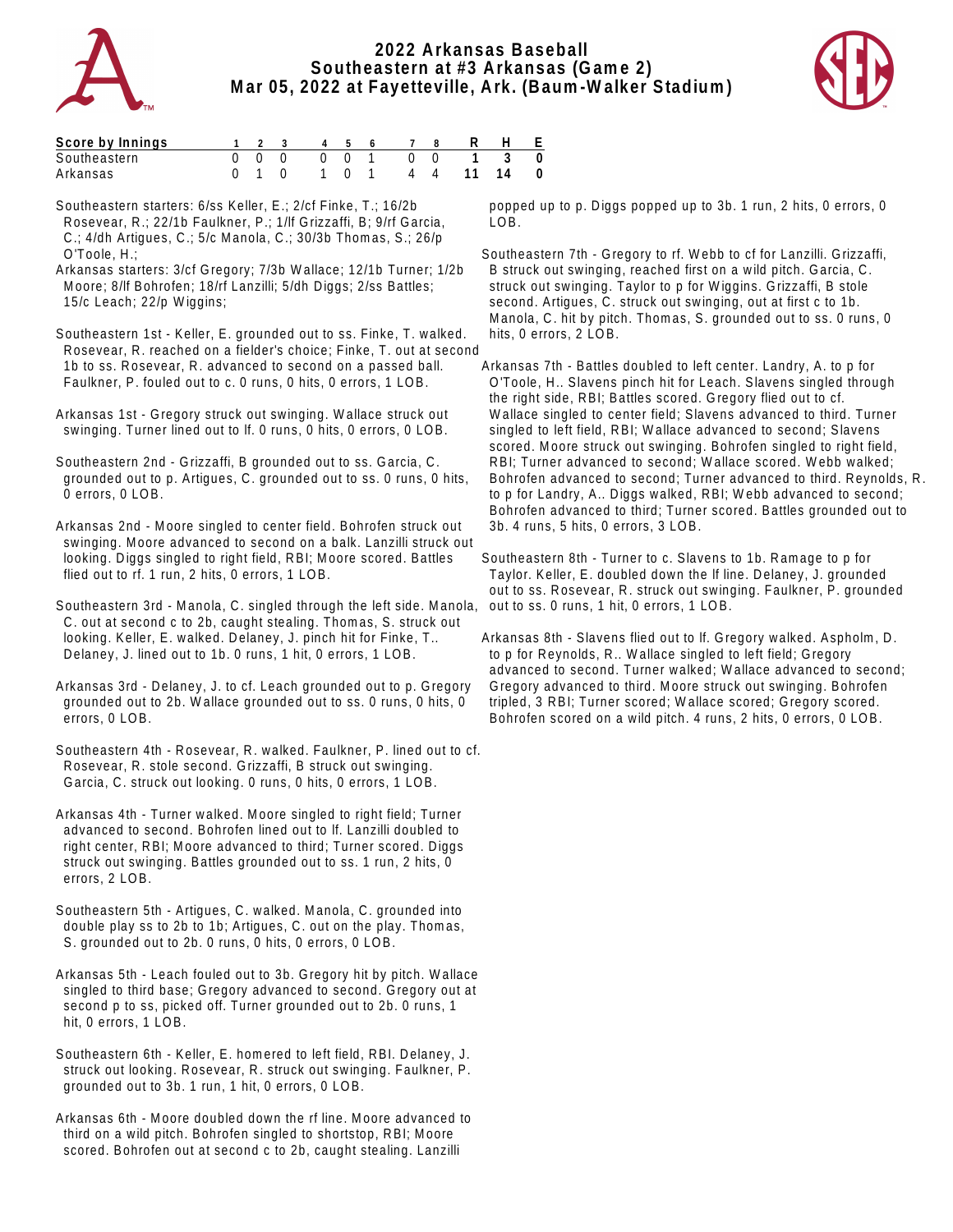# 2022 Arkansas Baseball
## Southeastern at #3 Arkansas (Game 2)
## Mar 05, 2022 at Fayetteville, Ark. (Baum-Walker Stadium)

| Score by Innings | 1 | 2 | 3 | 4 | 5 | 6 | 7 | 8 | R | H | E |
|---|---|---|---|---|---|---|---|---|---|---|---|
| Southeastern | 0 | 0 | 0 | 0 | 0 | 1 | 0 | 0 | 1 | 3 | 0 |
| Arkansas | 0 | 1 | 0 | 1 | 0 | 1 | 4 | 4 | 11 | 14 | 0 |

Southeastern starters: 6/ss Keller, E.; 2/cf Finke, T.; 16/2b Rosevear, R.; 22/1b Faulkner, P.; 1/lf Grizzaffi, B; 9/rf Garcia, C.; 4/dh Artigues, C.; 5/c Manola, C.; 30/3b Thomas, S.; 26/p O'Toole, H.;

Arkansas starters: 3/cf Gregory; 7/3b Wallace; 12/1b Turner; 1/2b Moore; 8/lf Bohrofen; 18/rf Lanzilli; 5/dh Diggs; 2/ss Battles; 15/c Leach; 22/p Wiggins;

Southeastern 1st - Keller, E. grounded out to ss. Finke, T. walked. Rosevear, R. reached on a fielder's choice; Finke, T. out at second 1b to ss. Rosevear, R. advanced to second on a passed ball. Faulkner, P. fouled out to c. 0 runs, 0 hits, 0 errors, 1 LOB.

Arkansas 1st - Gregory struck out swinging. Wallace struck out swinging. Turner lined out to lf. 0 runs, 0 hits, 0 errors, 0 LOB.

Southeastern 2nd - Grizzaffi, B grounded out to ss. Garcia, C. grounded out to p. Artigues, C. grounded out to ss. 0 runs, 0 hits, 0 errors, 0 LOB.

Arkansas 2nd - Moore singled to center field. Bohrofen struck out swinging. Moore advanced to second on a balk. Lanzilli struck out looking. Diggs singled to right field, RBI; Moore scored. Battles flied out to rf. 1 run, 2 hits, 0 errors, 1 LOB.

Southeastern 3rd - Manola, C. singled through the left side. Manola, C. out at second c to 2b, caught stealing. Thomas, S. struck out looking. Keller, E. walked. Delaney, J. pinch hit for Finke, T.. Delaney, J. lined out to 1b. 0 runs, 1 hit, 0 errors, 1 LOB.

Arkansas 3rd - Delaney, J. to cf. Leach grounded out to p. Gregory grounded out to 2b. Wallace grounded out to ss. 0 runs, 0 hits, 0 errors, 0 LOB.

Southeastern 4th - Rosevear, R. walked. Faulkner, P. lined out to cf. Rosevear, R. stole second. Grizzaffi, B struck out swinging. Garcia, C. struck out looking. 0 runs, 0 hits, 0 errors, 1 LOB.

Arkansas 4th - Turner walked. Moore singled to right field; Turner advanced to second. Bohrofen lined out to lf. Lanzilli doubled to right center, RBI; Moore advanced to third; Turner scored. Diggs struck out swinging. Battles grounded out to ss. 1 run, 2 hits, 0 errors, 2 LOB.

Southeastern 5th - Artigues, C. walked. Manola, C. grounded into double play ss to 2b to 1b; Artigues, C. out on the play. Thomas, S. grounded out to 2b. 0 runs, 0 hits, 0 errors, 0 LOB.

Arkansas 5th - Leach fouled out to 3b. Gregory hit by pitch. Wallace singled to third base; Gregory advanced to second. Gregory out at second p to ss, picked off. Turner grounded out to 2b. 0 runs, 1 hit, 0 errors, 1 LOB.

Southeastern 6th - Keller, E. homered to left field, RBI. Delaney, J. struck out looking. Rosevear, R. struck out swinging. Faulkner, P. grounded out to 3b. 1 run, 1 hit, 0 errors, 0 LOB.

Arkansas 6th - Moore doubled down the rf line. Moore advanced to third on a wild pitch. Bohrofen singled to shortstop, RBI; Moore scored. Bohrofen out at second c to 2b, caught stealing. Lanzilli popped up to p. Diggs popped up to 3b. 1 run, 2 hits, 0 errors, 0 LOB.

Southeastern 7th - Gregory to rf. Webb to cf for Lanzilli. Grizzaffi, B struck out swinging, reached first on a wild pitch. Garcia, C. struck out swinging. Taylor to p for Wiggins. Grizzaffi, B stole second. Artigues, C. struck out swinging, out at first c to 1b. Manola, C. hit by pitch. Thomas, S. grounded out to ss. 0 runs, 0 hits, 0 errors, 2 LOB.

Arkansas 7th - Battles doubled to left center. Landry, A. to p for O'Toole, H.. Slavens pinch hit for Leach. Slavens singled through the right side, RBI; Battles scored. Gregory flied out to cf. Wallace singled to center field; Slavens advanced to third. Turner singled to left field, RBI; Wallace advanced to second; Slavens scored. Moore struck out swinging. Bohrofen singled to right field, RBI; Turner advanced to second; Wallace scored. Webb walked; Bohrofen advanced to second; Turner advanced to third. Reynolds, R. to p for Landry, A.. Diggs walked, RBI; Webb advanced to second; Bohrofen advanced to third; Turner scored. Battles grounded out to 3b. 4 runs, 5 hits, 0 errors, 3 LOB.

Southeastern 8th - Turner to c. Slavens to 1b. Ramage to p for Taylor. Keller, E. doubled down the lf line. Delaney, J. grounded out to ss. Rosevear, R. struck out swinging. Faulkner, P. grounded out to ss. 0 runs, 1 hit, 0 errors, 1 LOB.

Arkansas 8th - Slavens flied out to lf. Gregory walked. Aspholm, D. to p for Reynolds, R.. Wallace singled to left field; Gregory advanced to second. Turner walked; Wallace advanced to second; Gregory advanced to third. Moore struck out swinging. Bohrofen tripled, 3 RBI; Turner scored; Wallace scored; Gregory scored. Bohrofen scored on a wild pitch. 4 runs, 2 hits, 0 errors, 0 LOB.